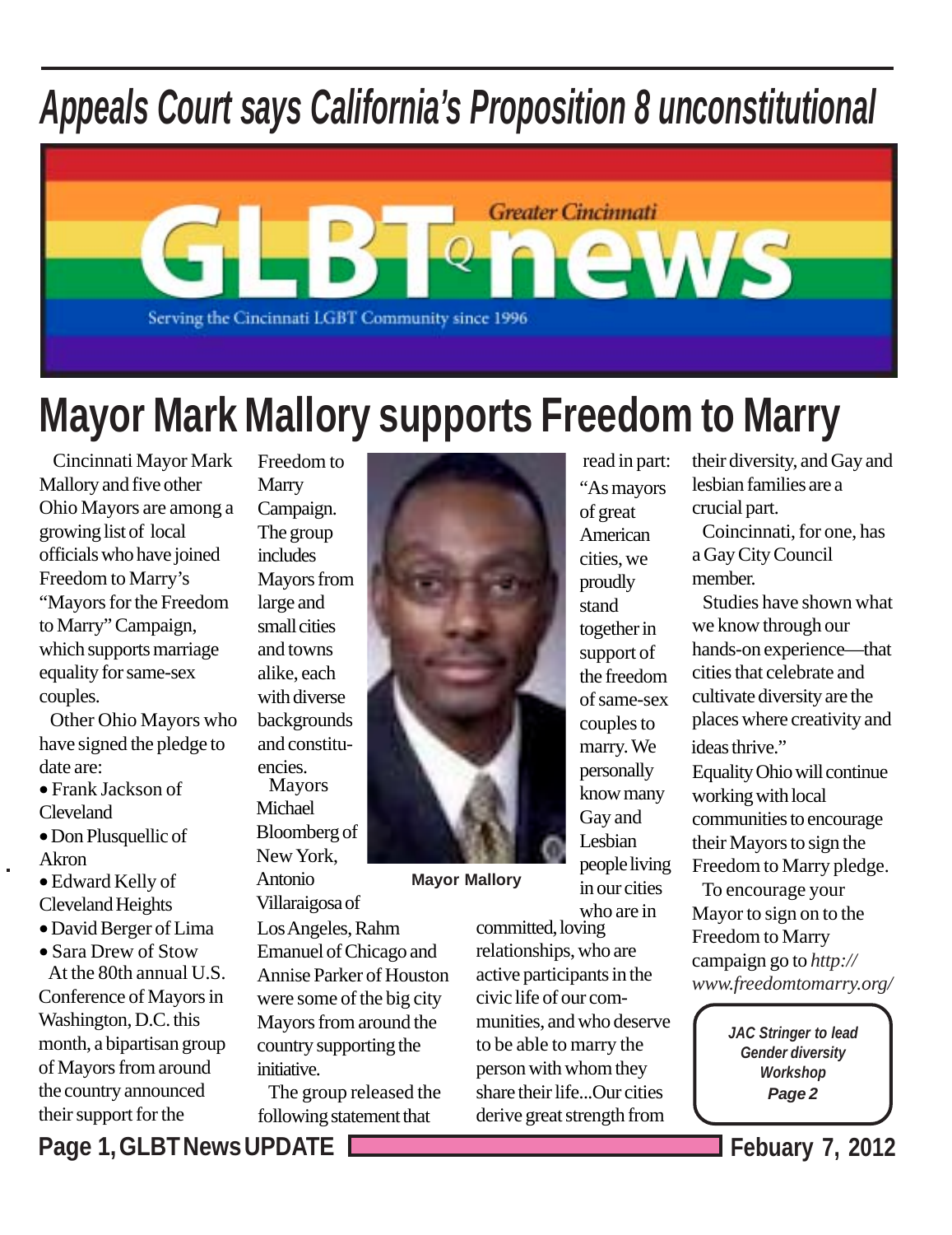# Appeals Court says California's Proposition 8 unconstitutional

Greater Cincinnati GLBTQ news

Serving the Cincinnati LGBT Community since 1996

# Mayor Mark Mallory supports Freedom to Marry

Cincinnati Mayor Mark Mallory and five other Ohio Mayors are among a growing list of local officials who have joined Freedom to Marry's "Mayors for the Freedom to Marry" Campaign, which supports marriage equality for same-sex couples.

Other Ohio Mayors who have signed the pledge to date are:

- Frank Jackson of Cleveland
- Don Plusquellic of Akron
- Edward Kelly of Cleveland Heights
- David Berger of Lima
- Sara Drew of Stow

At the 80th annual U.S. Conference of Mayors in Washington, D.C. this month, a bipartisan group of Mayors from around the country announced their support for the Freedom to Marry Campaign. The group includes Mayors from large and small cities and towns alike, each with diverse backgrounds and constituencies.

Mayors Michael Bloomberg of New York, Antonio Villaraigosa of Los Angeles, Rahm Emanuel of Chicago and Annise Parker of Houston were some of the big city Mayors from around the country supporting the initiative.

The group released the following statement that read in part: "As mayors of great American cities, we proudly stand together in support of the freedom of same-sex couples to marry. We personally know many Gay and Lesbian people living in our cities who are in committed, loving relationships, who are active participants in the civic life of our communities, and who deserve to be able to marry the person with whom they share their life...Our cities derive great strength from their diversity, and Gay and lesbian families are a crucial part.

Coincinnati, for one, has a Gay City Council member.

Studies have shown what we know through our hands-on experience—that cities that celebrate and cultivate diversity are the places where creativity and ideas thrive."

Equality Ohio will continue working with local communities to encourage their Mayors to sign the Freedom to Marry pledge.

To encourage your Mayor to sign on to the Freedom to Marry campaign go to *http://www.freedomtomarry.org/*

**Mayor Mallory**

***JAC Stringer to lead Gender diversity Workshop Page 2***

**Page 1, GLBT News UPDATE** **Febuary 7, 2012**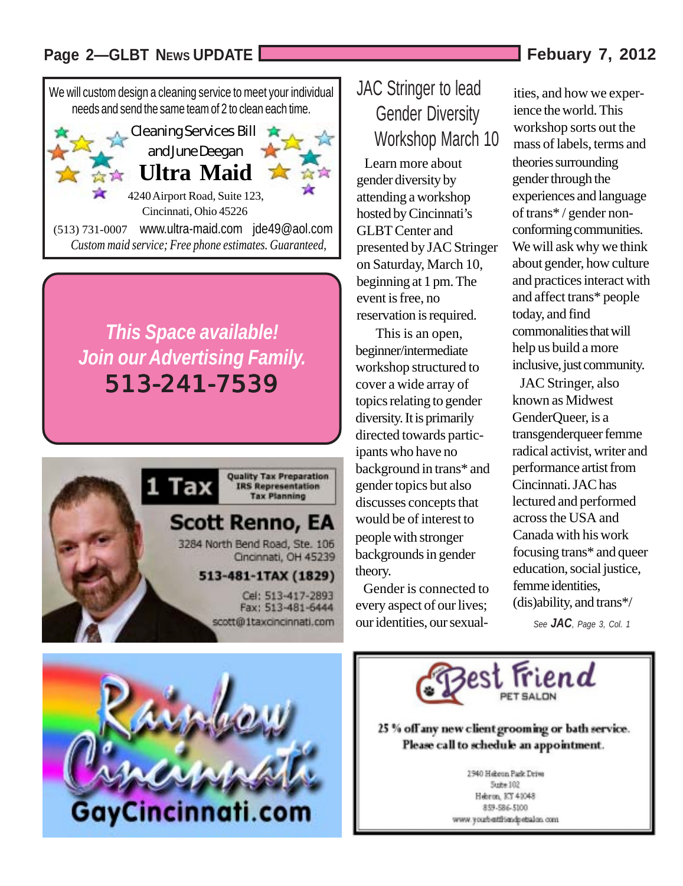We will custom design a cleaning service to meet your individual needs and send the same team of 2 to clean each time.

Cleaning Services Bill and June Deegan

**Ultra Maid**

4240 Airport Road, Suite 123,
Cincinnati, Ohio 45226

(513) 731-0007 www.ultra-maid.com jde49@aol.com

*Custom maid service; Free phone estimates. Guaranteed,*

***This Space available!***
***Join our Advertising Family.***
**513-241-7539**

**1 Tax**
Quality Tax Preparation
IRS Representation
Tax Planning

**Scott Renno, EA**
3284 North Bend Road, Ste. 106
Cincinnati, OH 45239
**513-481-1TAX (1829)**
Cel: 513-417-2893
Fax: 513-481-6444
scott@1taxcincinnati.com

# JAC Stringer to lead Gender Diversity Workshop March 10

Learn more about gender diversity by attending a workshop hosted by Cincinnati's GLBT Center and presented by JAC Stringer on Saturday, March 10, beginning at 1 pm. The event is free, no reservation is required.

This is an open, beginner/intermediate workshop structured to cover a wide array of topics relating to gender diversity. It is primarily directed towards participants who have no background in trans* and gender topics but also discusses concepts that would be of interest to people with stronger backgrounds in gender theory.

Gender is connected to every aspect of our lives; our identities, our sexualities, and how we experience the world. This workshop sorts out the mass of labels, terms and theories surrounding gender through the experiences and language of trans* / gender non-conforming communities. We will ask why we think about gender, how culture and practices interact with and affect trans* people today, and find commonalities that will help us build a more inclusive, just community.

JAC Stringer, also known as Midwest GenderQueer, is a transgenderqueer femme radical activist, writer and performance artist from Cincinnati. JAC has lectured and performed across the USA and Canada with his work focusing trans* and queer education, social justice, femme identities, (dis)ability, and trans*/

*See **JAC**, Page 3, Col. 1*

**Rainbow Cincinnati**
**GayCincinnati.com**

**Best Friend** PET SALON

**25 % off any new client grooming or bath service. Please call to schedule an appointment.**

2940 Hebron Park Drive
Suite 102
Hebron, KY 41048
859-586-5100
www.yourbestfriendpetsalon.com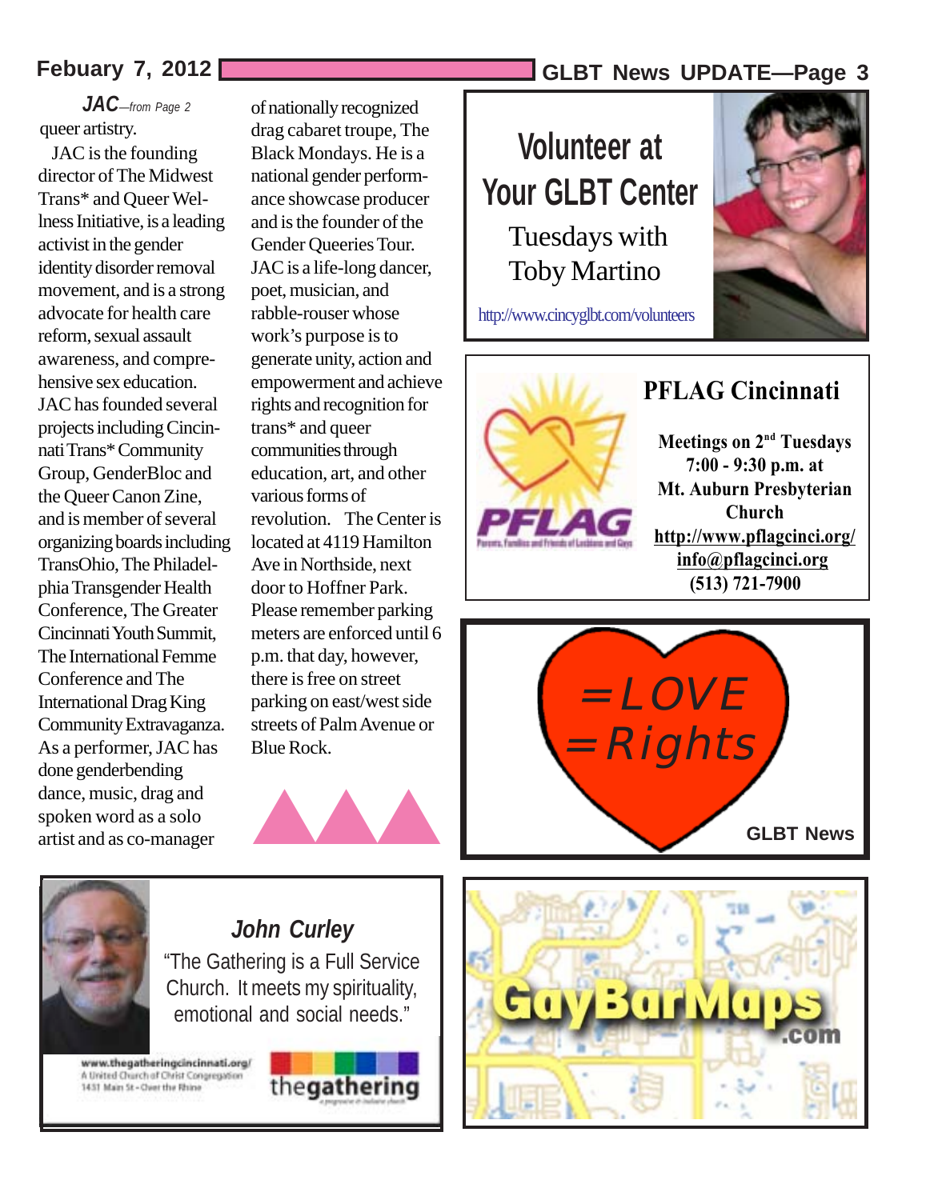*JAC*—*from Page 2*

queer artistry.

JAC is the founding director of The Midwest Trans* and Queer Wellness Initiative, is a leading activist in the gender identity disorder removal movement, and is a strong advocate for health care reform, sexual assault awareness, and comprehensive sex education. JAC has founded several projects including Cincinnati Trans* Community Group, GenderBloc and the Queer Canon Zine, and is member of several organizing boards including TransOhio, The Philadelphia Transgender Health Conference, The Greater Cincinnati Youth Summit, The International Femme Conference and The International Drag King Community Extravaganza. As a performer, JAC has done genderbending dance, music, drag and spoken word as a solo artist and as co-manager of nationally recognized drag cabaret troupe, The Black Mondays. He is a national gender performance showcase producer and is the founder of the Gender Queeries Tour. JAC is a life-long dancer, poet, musician, and rabble-rouser whose work's purpose is to generate unity, action and empowerment and achieve rights and recognition for trans* and queer communities through education, art, and other various forms of revolution. The Center is located at 4119 Hamilton Ave in Northside, next door to Hoffner Park. Please remember parking meters are enforced until 6 p.m. that day, however, there is free on street parking on east/west side streets of Palm Avenue or Blue Rock.

## Volunteer at Your GLBT Center

Tuesdays with Toby Martino

http://www.cincyglbt.com/volunteers

## PFLAG Cincinnati

PFLAG — Parents, Families and Friends of Lesbians and Gays

**Meetings on 2nd Tuesdays**
**7:00 - 9:30 p.m. at**
**Mt. Auburn Presbyterian Church**
**http://www.pflagcinci.org/**
**info@pflagcinci.org**
**(513) 721-7900**

=LOVE
=Rights

GLBT News

### *John Curley*

"The Gathering is a Full Service Church. It meets my spirituality, emotional and social needs."

www.thegatheringcincinnati.org/
A United Church of Christ Congregation
1431 Main St - Over the Rhine

thegathering

GayBarMaps.com